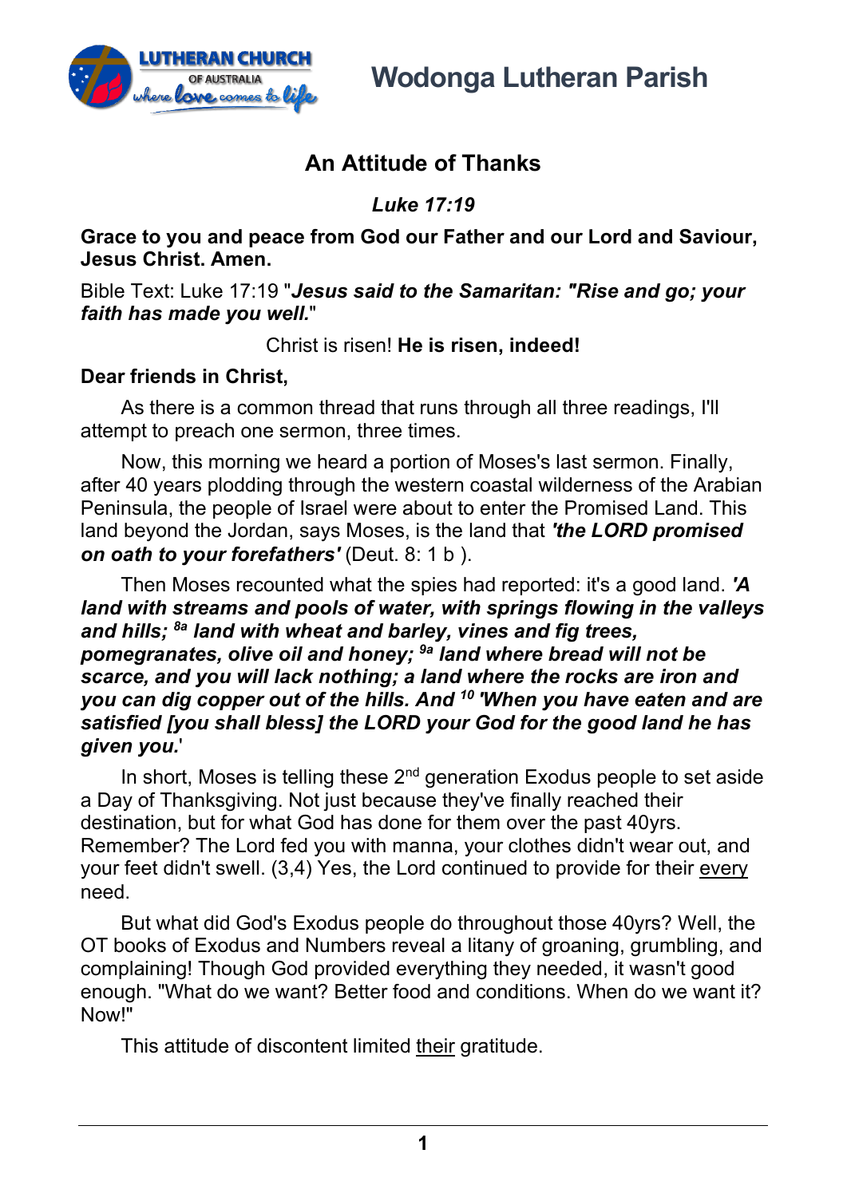Wodonga Lutheran Parish

# An Attitude of Thanks

***Luke 17:19***

**Grace to you and peace from God our Father and our Lord and Saviour, Jesus Christ. Amen.**

Bible Text: Luke 17:19 "***Jesus said to the Samaritan: "Rise and go; your faith has made you well.***"

Christ is risen! **He is risen, indeed!**

**Dear friends in Christ,**

As there is a common thread that runs through all three readings, I'll attempt to preach one sermon, three times.

Now, this morning we heard a portion of Moses's last sermon. Finally, after 40 years plodding through the western coastal wilderness of the Arabian Peninsula, the people of Israel were about to enter the Promised Land. This land beyond the Jordan, says Moses, is the land that ***'the LORD promised on oath to your forefathers'*** (Deut. 8: 1 b ).

Then Moses recounted what the spies had reported: it's a good land. ***'A land with streams and pools of water, with springs flowing in the valleys and hills; [8a] land with wheat and barley, vines and fig trees, pomegranates, olive oil and honey; [9a] land where bread will not be scarce, and you will lack nothing; a land where the rocks are iron and you can dig copper out of the hills. And [10] 'When you have eaten and are satisfied [you shall bless] the LORD your God for the good land he has given you.***'

In short, Moses is telling these 2nd generation Exodus people to set aside a Day of Thanksgiving. Not just because they've finally reached their destination, but for what God has done for them over the past 40yrs. Remember? The Lord fed you with manna, your clothes didn't wear out, and your feet didn't swell. (3,4) Yes, the Lord continued to provide for their <u>every</u> need.

But what did God's Exodus people do throughout those 40yrs? Well, the OT books of Exodus and Numbers reveal a litany of groaning, grumbling, and complaining! Though God provided everything they needed, it wasn't good enough. "What do we want? Better food and conditions. When do we want it? Now!"

This attitude of discontent limited <u>their</u> gratitude.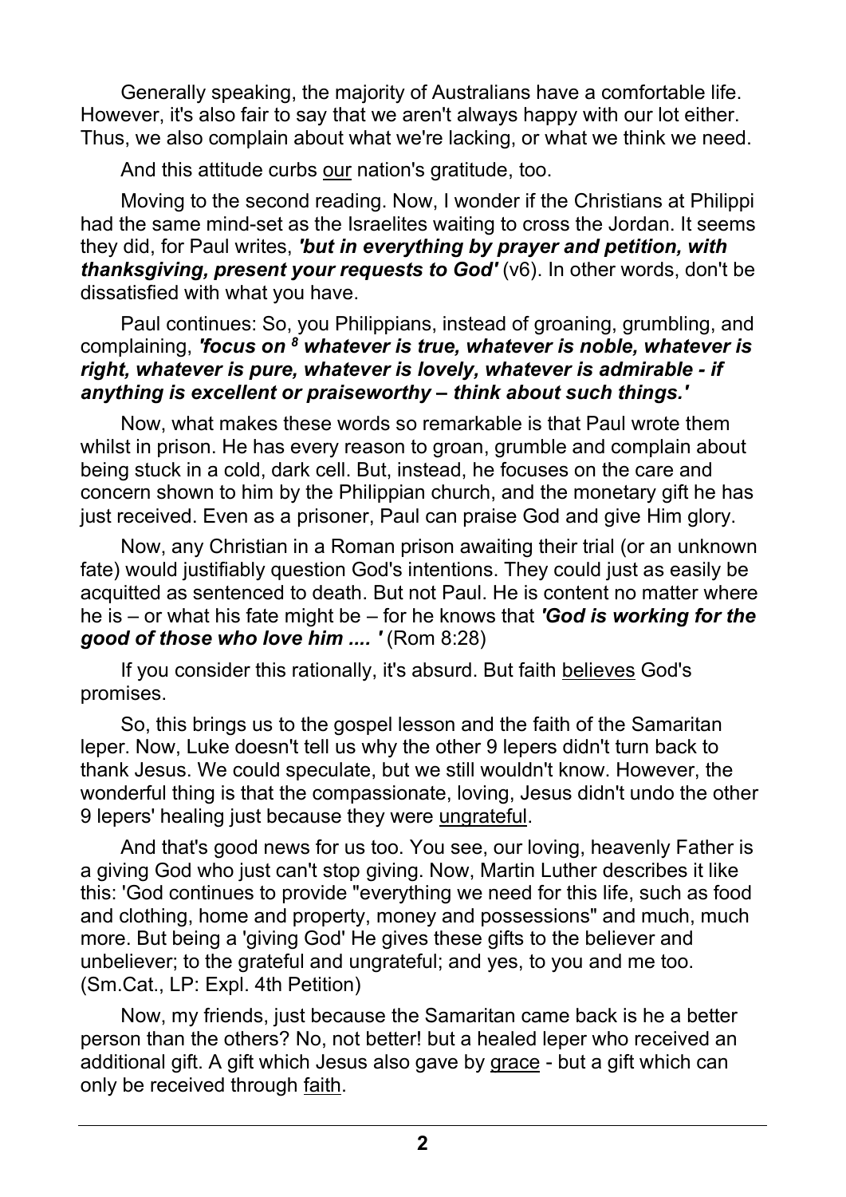Generally speaking, the majority of Australians have a comfortable life. However, it's also fair to say that we aren't always happy with our lot either. Thus, we also complain about what we're lacking, or what we think we need.

And this attitude curbs <u>our</u> nation's gratitude, too.

Moving to the second reading. Now, I wonder if the Christians at Philippi had the same mind-set as the Israelites waiting to cross the Jordan. It seems they did, for Paul writes, ***'but in everything by prayer and petition, with thanksgiving, present your requests to God'*** (v6). In other words, don't be dissatisfied with what you have.

Paul continues: So, you Philippians, instead of groaning, grumbling, and complaining, ***'focus on [8] whatever is true, whatever is noble, whatever is right, whatever is pure, whatever is lovely, whatever is admirable - if anything is excellent or praiseworthy – think about such things.'***

Now, what makes these words so remarkable is that Paul wrote them whilst in prison. He has every reason to groan, grumble and complain about being stuck in a cold, dark cell. But, instead, he focuses on the care and concern shown to him by the Philippian church, and the monetary gift he has just received. Even as a prisoner, Paul can praise God and give Him glory.

Now, any Christian in a Roman prison awaiting their trial (or an unknown fate) would justifiably question God's intentions. They could just as easily be acquitted as sentenced to death. But not Paul. He is content no matter where he is – or what his fate might be – for he knows that ***'God is working for the good of those who love him .... '*** (Rom 8:28)

If you consider this rationally, it's absurd. But faith <u>believes</u> God's promises.

So, this brings us to the gospel lesson and the faith of the Samaritan leper. Now, Luke doesn't tell us why the other 9 lepers didn't turn back to thank Jesus. We could speculate, but we still wouldn't know. However, the wonderful thing is that the compassionate, loving, Jesus didn't undo the other 9 lepers' healing just because they were <u>ungrateful</u>.

And that's good news for us too. You see, our loving, heavenly Father is a giving God who just can't stop giving. Now, Martin Luther describes it like this: 'God continues to provide "everything we need for this life, such as food and clothing, home and property, money and possessions" and much, much more. But being a 'giving God' He gives these gifts to the believer and unbeliever; to the grateful and ungrateful; and yes, to you and me too. (Sm.Cat., LP: Expl. 4th Petition)

Now, my friends, just because the Samaritan came back is he a better person than the others? No, not better! but a healed leper who received an additional gift. A gift which Jesus also gave by <u>grace</u> - but a gift which can only be received through <u>faith</u>.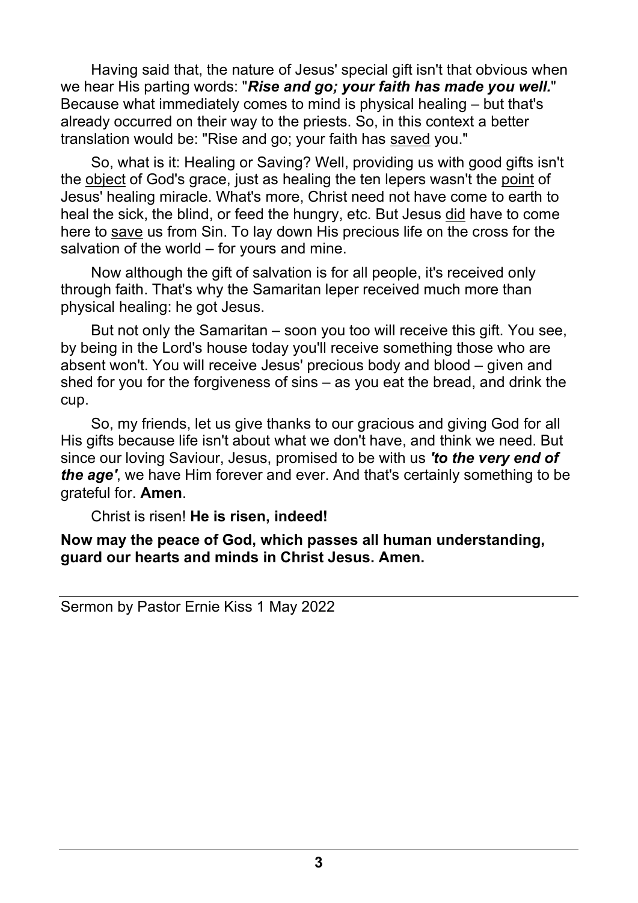Having said that, the nature of Jesus' special gift isn't that obvious when we hear His parting words: "***Rise and go; your faith has made you well.***" Because what immediately comes to mind is physical healing – but that's already occurred on their way to the priests. So, in this context a better translation would be: "Rise and go; your faith has <u>saved</u> you."

So, what is it: Healing or Saving? Well, providing us with good gifts isn't the <u>object</u> of God's grace, just as healing the ten lepers wasn't the <u>point</u> of Jesus' healing miracle. What's more, Christ need not have come to earth to heal the sick, the blind, or feed the hungry, etc. But Jesus <u>did</u> have to come here to <u>save</u> us from Sin. To lay down His precious life on the cross for the salvation of the world – for yours and mine.

Now although the gift of salvation is for all people, it's received only through faith. That's why the Samaritan leper received much more than physical healing: he got Jesus.

But not only the Samaritan – soon you too will receive this gift. You see, by being in the Lord's house today you'll receive something those who are absent won't. You will receive Jesus' precious body and blood – given and shed for you for the forgiveness of sins – as you eat the bread, and drink the cup.

So, my friends, let us give thanks to our gracious and giving God for all His gifts because life isn't about what we don't have, and think we need. But since our loving Saviour, Jesus, promised to be with us ***'to the very end of the age'***, we have Him forever and ever. And that's certainly something to be grateful for. **Amen**.

Christ is risen! **He is risen, indeed!**

**Now may the peace of God, which passes all human understanding, guard our hearts and minds in Christ Jesus. Amen.**

---

Sermon by Pastor Ernie Kiss 1 May 2022